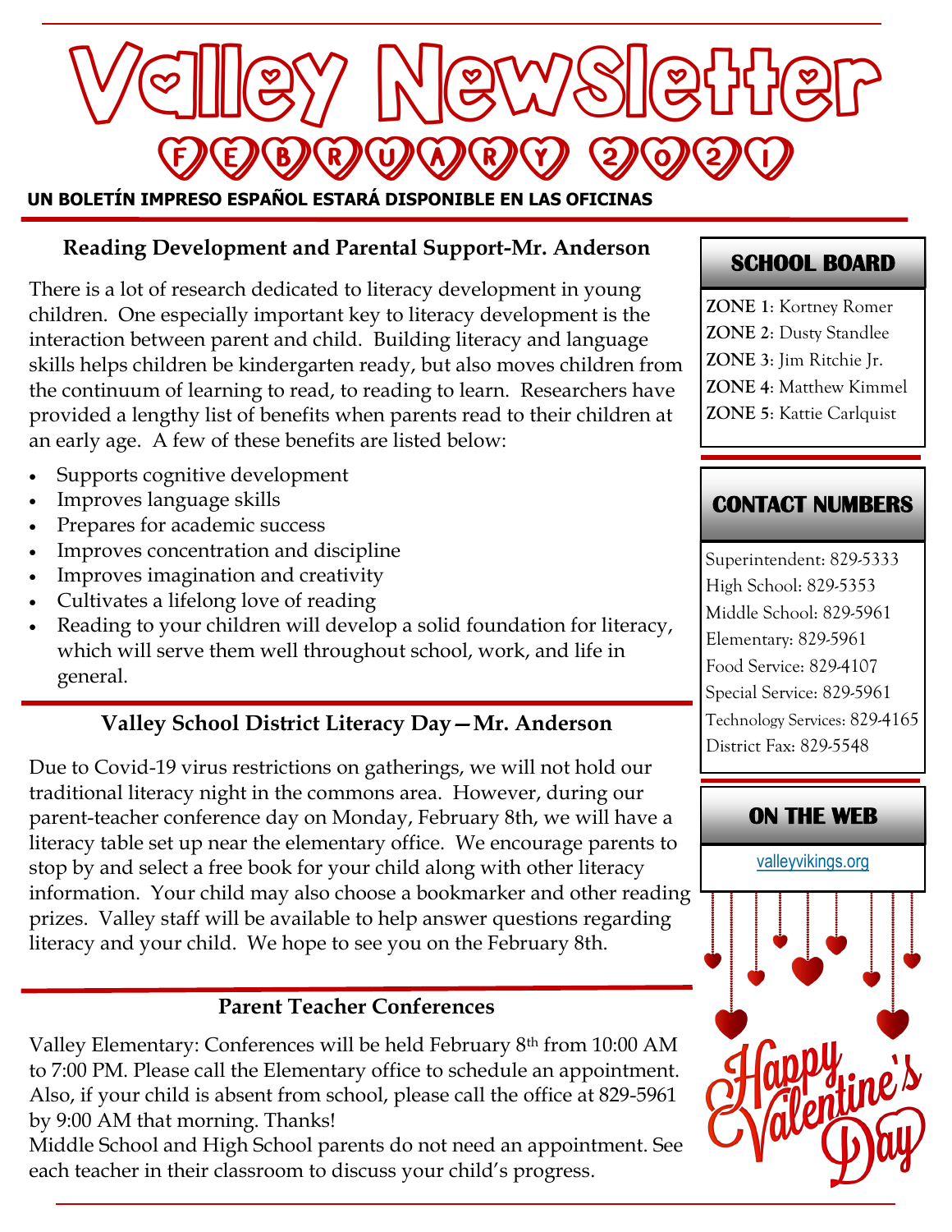# Valley NewSletter

## FEBRUARY 2021

**UN BOLETÍN IMPRESO ESPAÑOL ESTARÁ DISPONIBLE EN LAS OFICINAS**

### Reading Development and Parental Support-Mr. Anderson

There is a lot of research dedicated to literacy development in young children. One especially important key to literacy development is the interaction between parent and child. Building literacy and language skills helps children be kindergarten ready, but also moves children from the continuum of learning to read, to reading to learn. Researchers have provided a lengthy list of benefits when parents read to their children at an early age. A few of these benefits are listed below:

- Supports cognitive development
- Improves language skills
- Prepares for academic success
- Improves concentration and discipline
- Improves imagination and creativity
- Cultivates a lifelong love of reading
- Reading to your children will develop a solid foundation for literacy, which will serve them well throughout school, work, and life in general.

### Valley School District Literacy Day—Mr. Anderson

Due to Covid-19 virus restrictions on gatherings, we will not hold our traditional literacy night in the commons area. However, during our parent-teacher conference day on Monday, February 8th, we will have a literacy table set up near the elementary office. We encourage parents to stop by and select a free book for your child along with other literacy information. Your child may also choose a bookmarker and other reading prizes. Valley staff will be available to help answer questions regarding literacy and your child. We hope to see you on the February 8th.

### Parent Teacher Conferences

Valley Elementary: Conferences will be held February 8th from 10:00 AM to 7:00 PM. Please call the Elementary office to schedule an appointment. Also, if your child is absent from school, please call the office at 829-5961 by 9:00 AM that morning. Thanks!

Middle School and High School parents do not need an appointment. See each teacher in their classroom to discuss your child's progress.

### SCHOOL BOARD

**ZONE 1**: Kortney Romer
**ZONE 2**: Dusty Standlee
**ZONE 3**: Jim Ritchie Jr.
**ZONE 4**: Matthew Kimmel
**ZONE 5**: Kattie Carlquist

### CONTACT NUMBERS

Superintendent: 829-5333
High School: 829-5353
Middle School: 829-5961
Elementary: 829-5961
Food Service: 829-4107
Special Service: 829-5961
Technology Services: 829-4165
District Fax: 829-5548

### ON THE WEB

valleyvikings.org

Happy Valentine's Day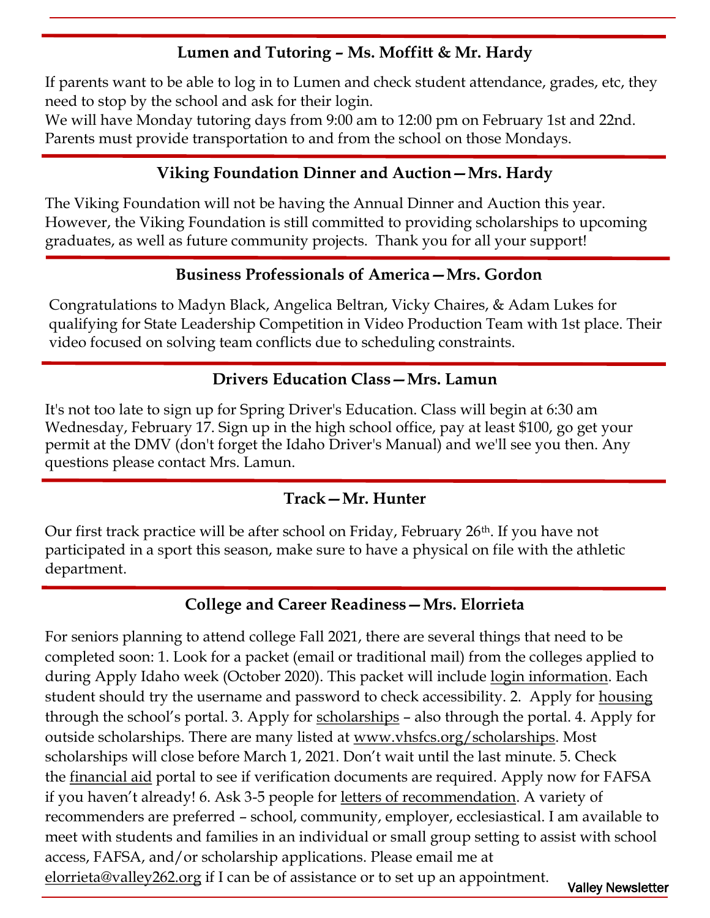## Lumen and Tutoring – Ms. Moffitt & Mr. Hardy

If parents want to be able to log in to Lumen and check student attendance, grades, etc, they need to stop by the school and ask for their login.
We will have Monday tutoring days from 9:00 am to 12:00 pm on February 1st and 22nd. Parents must provide transportation to and from the school on those Mondays.

## Viking Foundation Dinner and Auction—Mrs. Hardy

The Viking Foundation will not be having the Annual Dinner and Auction this year. However, the Viking Foundation is still committed to providing scholarships to upcoming graduates, as well as future community projects. Thank you for all your support!

## Business Professionals of America—Mrs. Gordon

Congratulations to Madyn Black, Angelica Beltran, Vicky Chaires, & Adam Lukes for qualifying for State Leadership Competition in Video Production Team with 1st place. Their video focused on solving team conflicts due to scheduling constraints.

## Drivers Education Class—Mrs. Lamun

It's not too late to sign up for Spring Driver's Education. Class will begin at 6:30 am Wednesday, February 17. Sign up in the high school office, pay at least $100, go get your permit at the DMV (don't forget the Idaho Driver's Manual) and we'll see you then. Any questions please contact Mrs. Lamun.

## Track—Mr. Hunter

Our first track practice will be after school on Friday, February 26th. If you have not participated in a sport this season, make sure to have a physical on file with the athletic department.

## College and Career Readiness—Mrs. Elorrieta

For seniors planning to attend college Fall 2021, there are several things that need to be completed soon: 1. Look for a packet (email or traditional mail) from the colleges applied to during Apply Idaho week (October 2020). This packet will include login information. Each student should try the username and password to check accessibility. 2. Apply for housing through the school's portal. 3. Apply for scholarships – also through the portal. 4. Apply for outside scholarships. There are many listed at www.vhsfcs.org/scholarships. Most scholarships will close before March 1, 2021. Don't wait until the last minute. 5. Check the financial aid portal to see if verification documents are required. Apply now for FAFSA if you haven't already! 6. Ask 3-5 people for letters of recommendation. A variety of recommenders are preferred – school, community, employer, ecclesiastical. I am available to meet with students and families in an individual or small group setting to assist with school access, FAFSA, and/or scholarship applications. Please email me at elorrieta@valley262.org if I can be of assistance or to set up an appointment.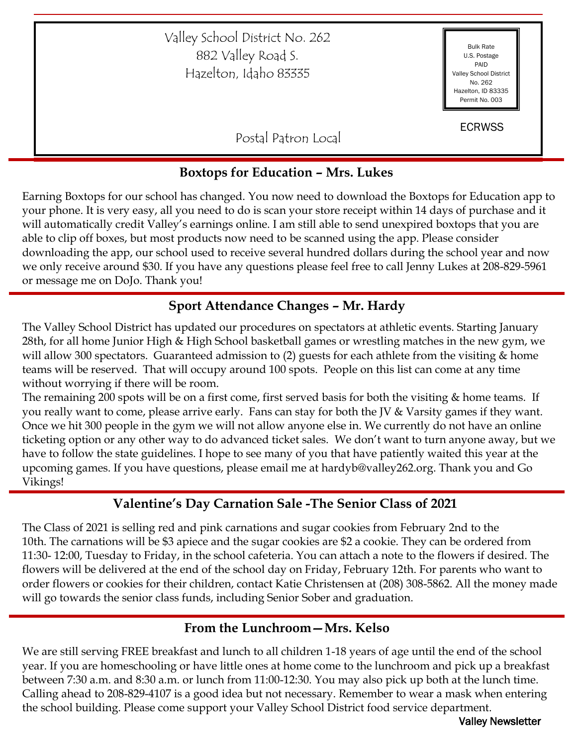Valley School District No. 262
882 Valley Road S.
Hazelton, Idaho 83335

Bulk Rate
U.S. Postage
PAID
Valley School District
No. 262
Hazelton, ID 83335
Permit No. 003

ECRWSS

Postal Patron Local

## Boxtops for Education – Mrs. Lukes

Earning Boxtops for our school has changed. You now need to download the Boxtops for Education app to your phone. It is very easy, all you need to do is scan your store receipt within 14 days of purchase and it will automatically credit Valley's earnings online. I am still able to send unexpired boxtops that you are able to clip off boxes, but most products now need to be scanned using the app. Please consider downloading the app, our school used to receive several hundred dollars during the school year and now we only receive around $30. If you have any questions please feel free to call Jenny Lukes at 208-829-5961 or message me on DoJo. Thank you!

## Sport Attendance Changes – Mr. Hardy

The Valley School District has updated our procedures on spectators at athletic events. Starting January 28th, for all home Junior High & High School basketball games or wrestling matches in the new gym, we will allow 300 spectators. Guaranteed admission to (2) guests for each athlete from the visiting & home teams will be reserved. That will occupy around 100 spots. People on this list can come at any time without worrying if there will be room.

The remaining 200 spots will be on a first come, first served basis for both the visiting & home teams. If you really want to come, please arrive early. Fans can stay for both the JV & Varsity games if they want. Once we hit 300 people in the gym we will not allow anyone else in. We currently do not have an online ticketing option or any other way to do advanced ticket sales. We don't want to turn anyone away, but we have to follow the state guidelines. I hope to see many of you that have patiently waited this year at the upcoming games. If you have questions, please email me at hardyb@valley262.org. Thank you and Go Vikings!

## Valentine's Day Carnation Sale -The Senior Class of 2021

The Class of 2021 is selling red and pink carnations and sugar cookies from February 2nd to the 10th. The carnations will be $3 apiece and the sugar cookies are $2 a cookie. They can be ordered from 11:30- 12:00, Tuesday to Friday, in the school cafeteria. You can attach a note to the flowers if desired. The flowers will be delivered at the end of the school day on Friday, February 12th. For parents who want to order flowers or cookies for their children, contact Katie Christensen at (208) 308-5862. All the money made will go towards the senior class funds, including Senior Sober and graduation.

## From the Lunchroom—Mrs. Kelso

We are still serving FREE breakfast and lunch to all children 1-18 years of age until the end of the school year. If you are homeschooling or have little ones at home come to the lunchroom and pick up a breakfast between 7:30 a.m. and 8:30 a.m. or lunch from 11:00-12:30. You may also pick up both at the lunch time. Calling ahead to 208-829-4107 is a good idea but not necessary. Remember to wear a mask when entering the school building. Please come support your Valley School District food service department.